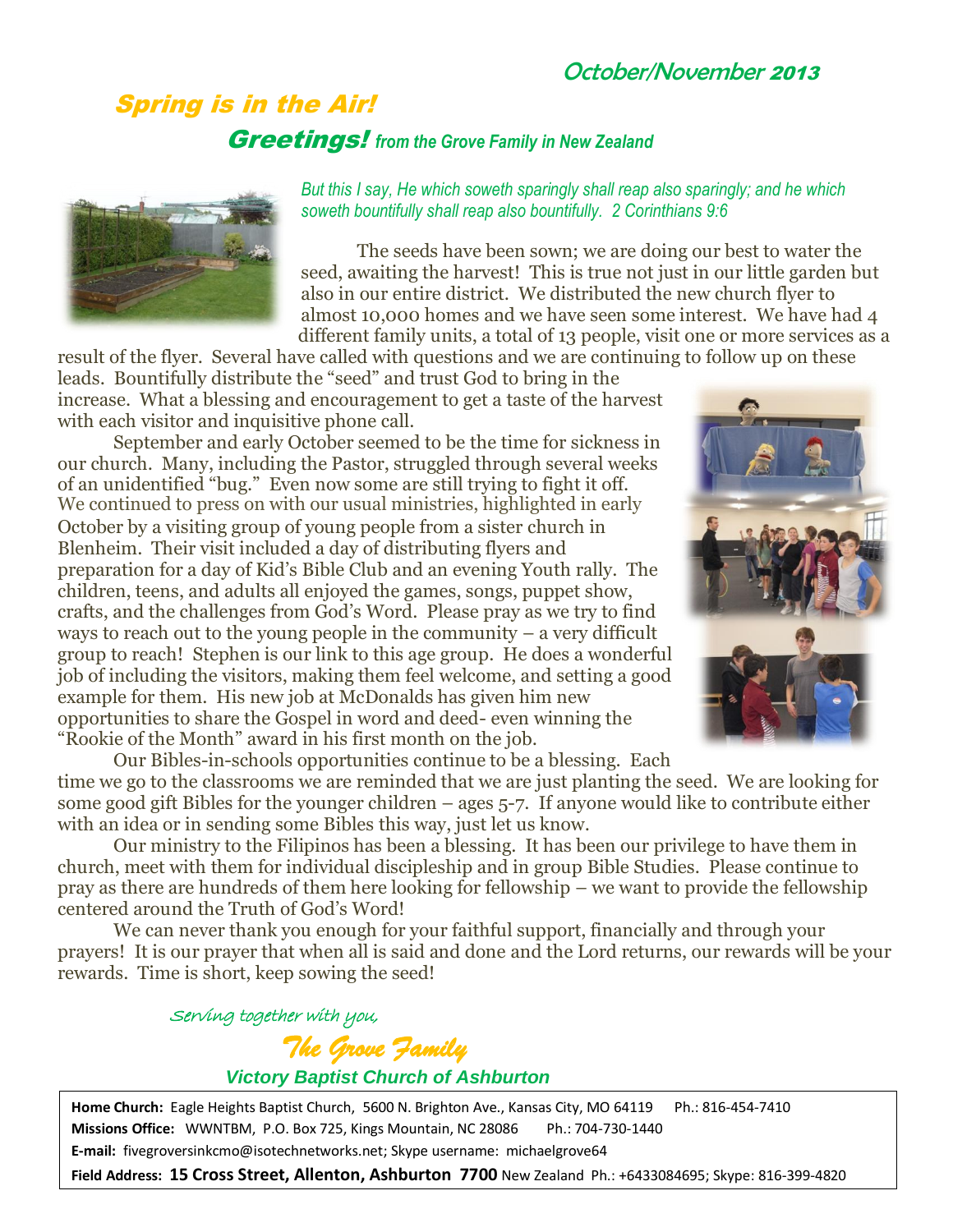*October/November 2013*

# *Spring is in the Air!*

## *Greetings! from the Grove Family in New Zealand*

*But this I say, He which soweth sparingly shall reap also sparingly; and he which soweth bountifully shall reap also bountifully. 2 Corinthians 9:6*

The seeds have been sown; we are doing our best to water the seed, awaiting the harvest! This is true not just in our little garden but also in our entire district. We distributed the new church flyer to almost 10,000 homes and we have seen some interest. We have had 4 different family units, a total of 13 people, visit one or more services as a result of the flyer. Several have called with questions and we are continuing to follow up on these leads. Bountifully distribute the "seed" and trust God to bring in the increase. What a blessing and encouragement to get a taste of the harvest with each visitor and inquisitive phone call.

September and early October seemed to be the time for sickness in our church. Many, including the Pastor, struggled through several weeks of an unidentified "bug." Even now some are still trying to fight it off. We continued to press on with our usual ministries, highlighted in early October by a visiting group of young people from a sister church in Blenheim. Their visit included a day of distributing flyers and preparation for a day of Kid's Bible Club and an evening Youth rally. The children, teens, and adults all enjoyed the games, songs, puppet show, crafts, and the challenges from God's Word. Please pray as we try to find ways to reach out to the young people in the community – a very difficult group to reach! Stephen is our link to this age group. He does a wonderful job of including the visitors, making them feel welcome, and setting a good example for them. His new job at McDonalds has given him new opportunities to share the Gospel in word and deed- even winning the "Rookie of the Month" award in his first month on the job.

Our Bibles-in-schools opportunities continue to be a blessing. Each time we go to the classrooms we are reminded that we are just planting the seed. We are looking for some good gift Bibles for the younger children – ages 5-7. If anyone would like to contribute either with an idea or in sending some Bibles this way, just let us know.

Our ministry to the Filipinos has been a blessing. It has been our privilege to have them in church, meet with them for individual discipleship and in group Bible Studies. Please continue to pray as there are hundreds of them here looking for fellowship – we want to provide the fellowship centered around the Truth of God's Word!

We can never thank you enough for your faithful support, financially and through your prayers! It is our prayer that when all is said and done and the Lord returns, our rewards will be your rewards. Time is short, keep sowing the seed!

*Serving together with you,*

*The Grove Family*

***Victory Baptist Church of Ashburton***

**Home Church:** Eagle Heights Baptist Church, 5600 N. Brighton Ave., Kansas City, MO 64119 Ph.: 816-454-7410
**Missions Office:** WWNTBM, P.O. Box 725, Kings Mountain, NC 28086 Ph.: 704-730-1440
**E-mail:** fivegroversinkcmo@isotechnetworks.net; Skype username: michaelgrove64
**Field Address: 15 Cross Street, Allenton, Ashburton 7700** New Zealand Ph.: +6433084695; Skype: 816-399-4820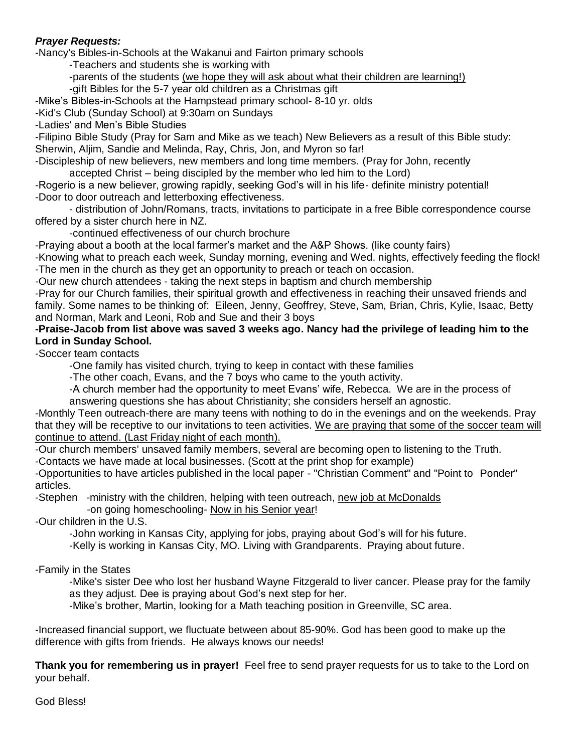***Prayer Requests:***

-Nancy's Bibles-in-Schools at the Wakanui and Fairton primary schools

  -Teachers and students she is working with

  -parents of the students <u>(we hope they will ask about what their children are learning!)</u>

  -gift Bibles for the 5-7 year old children as a Christmas gift

-Mike's Bibles-in-Schools at the Hampstead primary school- 8-10 yr. olds

-Kid's Club (Sunday School) at 9:30am on Sundays

-Ladies' and Men's Bible Studies

-Filipino Bible Study (Pray for Sam and Mike as we teach) New Believers as a result of this Bible study: Sherwin, Aljim, Sandie and Melinda, Ray, Chris, Jon, and Myron so far!

-Discipleship of new believers, new members and long time members. (Pray for John, recently accepted Christ – being discipled by the member who led him to the Lord)

-Rogerio is a new believer, growing rapidly, seeking God's will in his life- definite ministry potential!

-Door to door outreach and letterboxing effectiveness.

  - distribution of John/Romans, tracts, invitations to participate in a free Bible correspondence course offered by a sister church here in NZ.

  -continued effectiveness of our church brochure

-Praying about a booth at the local farmer's market and the A&P Shows. (like county fairs)

-Knowing what to preach each week, Sunday morning, evening and Wed. nights, effectively feeding the flock!

-The men in the church as they get an opportunity to preach or teach on occasion.

-Our new church attendees - taking the next steps in baptism and church membership

-Pray for our Church families, their spiritual growth and effectiveness in reaching their unsaved friends and family. Some names to be thinking of: Eileen, Jenny, Geoffrey, Steve, Sam, Brian, Chris, Kylie, Isaac, Betty and Norman, Mark and Leoni, Rob and Sue and their 3 boys

**-Praise-Jacob from list above was saved 3 weeks ago. Nancy had the privilege of leading him to the Lord in Sunday School.**

-Soccer team contacts

  -One family has visited church, trying to keep in contact with these families

  -The other coach, Evans, and the 7 boys who came to the youth activity.

  -A church member had the opportunity to meet Evans' wife, Rebecca. We are in the process of answering questions she has about Christianity; she considers herself an agnostic.

-Monthly Teen outreach-there are many teens with nothing to do in the evenings and on the weekends. Pray that they will be receptive to our invitations to teen activities. <u>We are praying that some of the soccer team will continue to attend. (Last Friday night of each month).</u>

-Our church members' unsaved family members, several are becoming open to listening to the Truth.

-Contacts we have made at local businesses. (Scott at the print shop for example)

-Opportunities to have articles published in the local paper - "Christian Comment" and "Point to Ponder" articles.

-Stephen -ministry with the children, helping with teen outreach, <u>new job at McDonalds</u>

  -on going homeschooling- <u>Now in his Senior year</u>!

-Our children in the U.S.

  -John working in Kansas City, applying for jobs, praying about God's will for his future.

  -Kelly is working in Kansas City, MO. Living with Grandparents. Praying about future.

-Family in the States

  -Mike's sister Dee who lost her husband Wayne Fitzgerald to liver cancer. Please pray for the family as they adjust. Dee is praying about God's next step for her.

  -Mike's brother, Martin, looking for a Math teaching position in Greenville, SC area.

-Increased financial support, we fluctuate between about 85-90%. God has been good to make up the difference with gifts from friends. He always knows our needs!

**Thank you for remembering us in prayer!** Feel free to send prayer requests for us to take to the Lord on your behalf.

God Bless!